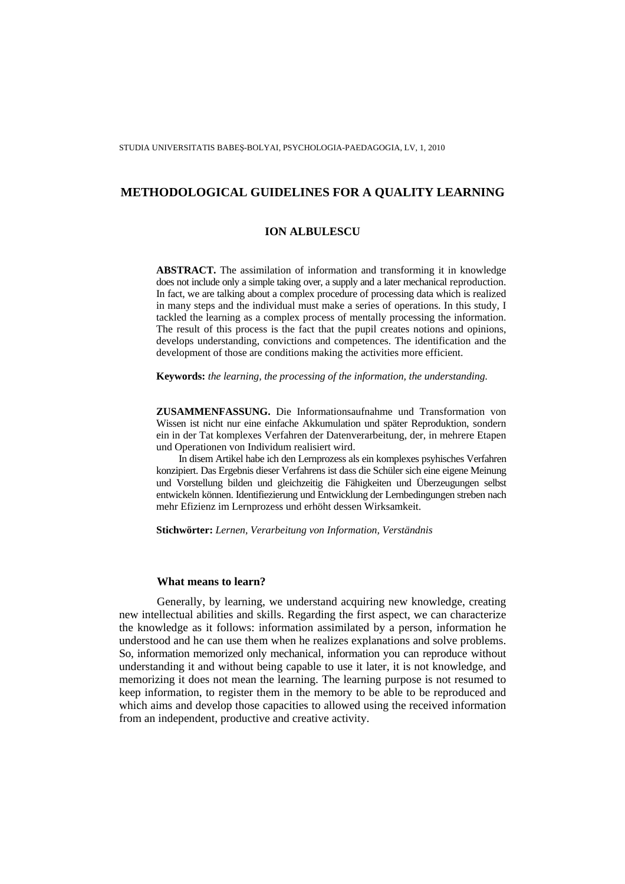# METHODOLOGICAL GUIDELINES FOR A QUALITY LEARNING

**ION ALBULESCU**

**ABSTRACT.** The assimilation of information and transforming it in knowledge does not include only a simple taking over, a supply and a later mechanical reproduction. In fact, we are talking about a complex procedure of processing data which is realized in many steps and the individual must make a series of operations. In this study, I tackled the learning as a complex process of mentally processing the information. The result of this process is the fact that the pupil creates notions and opinions, develops understanding, convictions and competences. The identification and the development of those are conditions making the activities more efficient.

**Keywords:** *the learning, the processing of the information, the understanding.*

**ZUSAMMENFASSUNG.** Die Informationsaufnahme und Transformation von Wissen ist nicht nur eine einfache Akkumulation und später Reproduktion, sondern ein in der Tat komplexes Verfahren der Datenverarbeitung, der, in mehrere Etapen und Operationen von Individum realisiert wird.

In disem Artikel habe ich den Lernprozess als ein komplexes psyhisches Verfahren konzipiert. Das Ergebnis dieser Verfahrens ist dass die Schüler sich eine eigene Meinung und Vorstellung bilden und gleichzeitig die Fähigkeiten und Überzeugungen selbst entwickeln können. Identifiezierung und Entwicklung der Lernbedingungen streben nach mehr Efizienz im Lernprozess und erhöht dessen Wirksamkeit.

**Stichwörter:** *Lernen, Verarbeitung von Information, Verständnis*

## What means to learn?

Generally, by learning, we understand acquiring new knowledge, creating new intellectual abilities and skills. Regarding the first aspect, we can characterize the knowledge as it follows: information assimilated by a person, information he understood and he can use them when he realizes explanations and solve problems. So, information memorized only mechanical, information you can reproduce without understanding it and without being capable to use it later, it is not knowledge, and memorizing it does not mean the learning. The learning purpose is not resumed to keep information, to register them in the memory to be able to be reproduced and which aims and develop those capacities to allowed using the received information from an independent, productive and creative activity.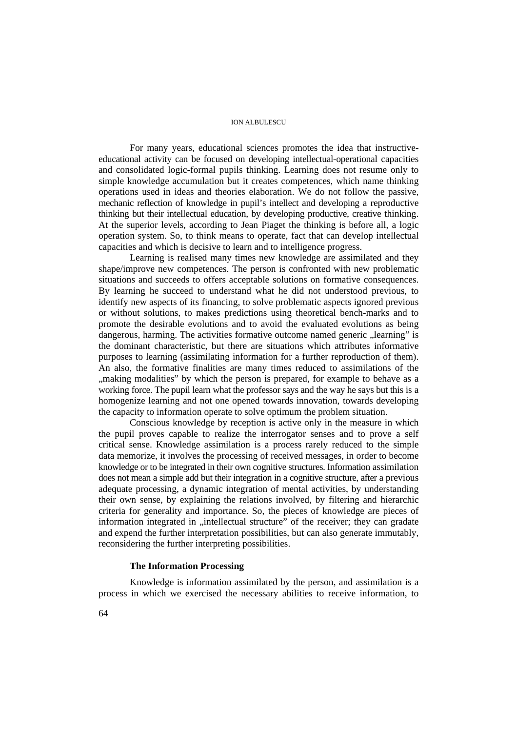For many years, educational sciences promotes the idea that instructive-educational activity can be focused on developing intellectual-operational capacities and consolidated logic-formal pupils thinking. Learning does not resume only to simple knowledge accumulation but it creates competences, which name thinking operations used in ideas and theories elaboration. We do not follow the passive, mechanic reflection of knowledge in pupil's intellect and developing a reproductive thinking but their intellectual education, by developing productive, creative thinking. At the superior levels, according to Jean Piaget the thinking is before all, a logic operation system. So, to think means to operate, fact that can develop intellectual capacities and which is decisive to learn and to intelligence progress.

Learning is realised many times new knowledge are assimilated and they shape/improve new competences. The person is confronted with new problematic situations and succeeds to offers acceptable solutions on formative consequences. By learning he succeed to understand what he did not understood previous, to identify new aspects of its financing, to solve problematic aspects ignored previous or without solutions, to makes predictions using theoretical bench-marks and to promote the desirable evolutions and to avoid the evaluated evolutions as being dangerous, harming. The activities formative outcome named generic „learning" is the dominant characteristic, but there are situations which attributes informative purposes to learning (assimilating information for a further reproduction of them). An also, the formative finalities are many times reduced to assimilations of the „making modalities" by which the person is prepared, for example to behave as a working force. The pupil learn what the professor says and the way he says but this is a homogenize learning and not one opened towards innovation, towards developing the capacity to information operate to solve optimum the problem situation.

Conscious knowledge by reception is active only in the measure in which the pupil proves capable to realize the interrogator senses and to prove a self critical sense. Knowledge assimilation is a process rarely reduced to the simple data memorize, it involves the processing of received messages, in order to become knowledge or to be integrated in their own cognitive structures. Information assimilation does not mean a simple add but their integration in a cognitive structure, after a previous adequate processing, a dynamic integration of mental activities, by understanding their own sense, by explaining the relations involved, by filtering and hierarchic criteria for generality and importance. So, the pieces of knowledge are pieces of information integrated in „intellectual structure" of the receiver; they can gradate and expend the further interpretation possibilities, but can also generate immutably, reconsidering the further interpreting possibilities.

**The Information Processing**

Knowledge is information assimilated by the person, and assimilation is a process in which we exercised the necessary abilities to receive information, to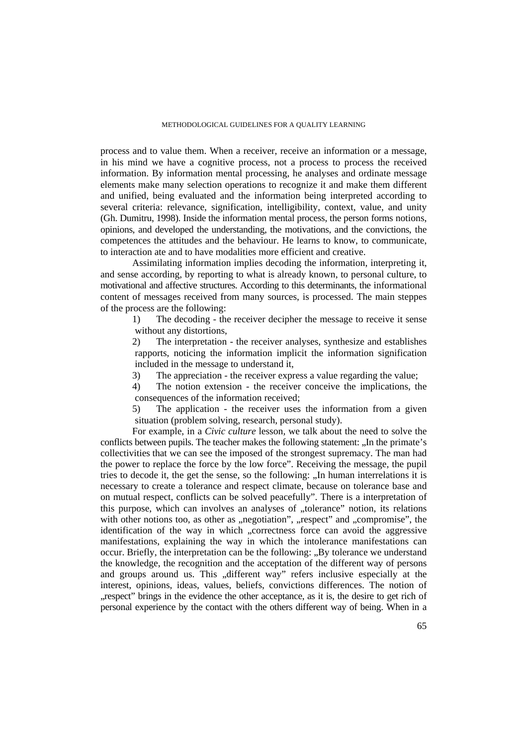process and to value them. When a receiver, receive an information or a message, in his mind we have a cognitive process, not a process to process the received information. By information mental processing, he analyses and ordinate message elements make many selection operations to recognize it and make them different and unified, being evaluated and the information being interpreted according to several criteria: relevance, signification, intelligibility, context, value, and unity (Gh. Dumitru, 1998). Inside the information mental process, the person forms notions, opinions, and developed the understanding, the motivations, and the convictions, the competences the attitudes and the behaviour. He learns to know, to communicate, to interaction ate and to have modalities more efficient and creative.

Assimilating information implies decoding the information, interpreting it, and sense according, by reporting to what is already known, to personal culture, to motivational and affective structures. According to this determinants, the informational content of messages received from many sources, is processed. The main steppes of the process are the following:

1) The decoding - the receiver decipher the message to receive it sense without any distortions,
2) The interpretation - the receiver analyses, synthesize and establishes rapports, noticing the information implicit the information signification included in the message to understand it,
3) The appreciation - the receiver express a value regarding the value;
4) The notion extension - the receiver conceive the implications, the consequences of the information received;
5) The application - the receiver uses the information from a given situation (problem solving, research, personal study).

For example, in a *Civic culture* lesson, we talk about the need to solve the conflicts between pupils. The teacher makes the following statement: „In the primate's collectivities that we can see the imposed of the strongest supremacy. The man had the power to replace the force by the low force". Receiving the message, the pupil tries to decode it, the get the sense, so the following: „In human interrelations it is necessary to create a tolerance and respect climate, because on tolerance base and on mutual respect, conflicts can be solved peacefully". There is a interpretation of this purpose, which can involves an analyses of „tolerance" notion, its relations with other notions too, as other as „negotiation", „respect" and „compromise", the identification of the way in which „correctness force can avoid the aggressive manifestations, explaining the way in which the intolerance manifestations can occur. Briefly, the interpretation can be the following: „By tolerance we understand the knowledge, the recognition and the acceptation of the different way of persons and groups around us. This „different way" refers inclusive especially at the interest, opinions, ideas, values, beliefs, convictions differences. The notion of „respect" brings in the evidence the other acceptance, as it is, the desire to get rich of personal experience by the contact with the others different way of being. When in a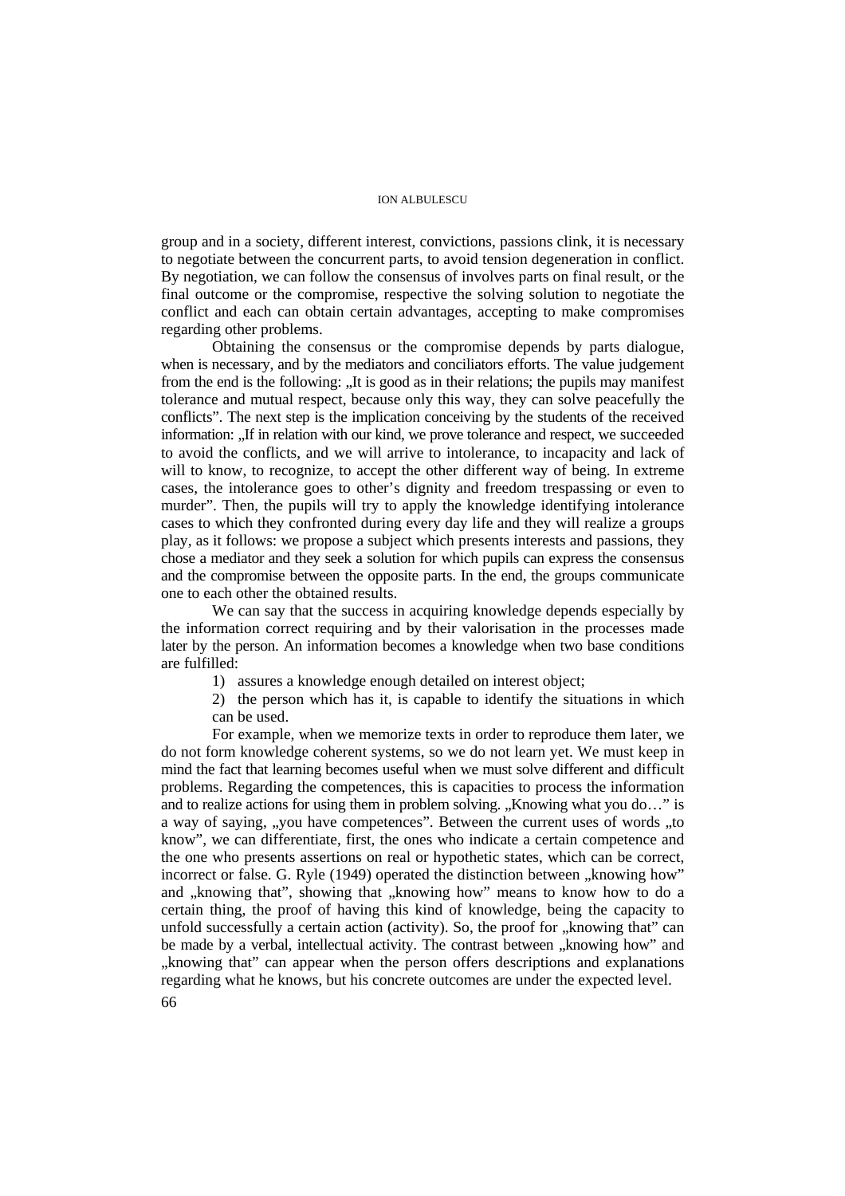group and in a society, different interest, convictions, passions clink, it is necessary to negotiate between the concurrent parts, to avoid tension degeneration in conflict. By negotiation, we can follow the consensus of involves parts on final result, or the final outcome or the compromise, respective the solving solution to negotiate the conflict and each can obtain certain advantages, accepting to make compromises regarding other problems.

Obtaining the consensus or the compromise depends by parts dialogue, when is necessary, and by the mediators and conciliators efforts. The value judgement from the end is the following: „It is good as in their relations; the pupils may manifest tolerance and mutual respect, because only this way, they can solve peacefully the conflicts". The next step is the implication conceiving by the students of the received information: „If in relation with our kind, we prove tolerance and respect, we succeeded to avoid the conflicts, and we will arrive to intolerance, to incapacity and lack of will to know, to recognize, to accept the other different way of being. In extreme cases, the intolerance goes to other's dignity and freedom trespassing or even to murder". Then, the pupils will try to apply the knowledge identifying intolerance cases to which they confronted during every day life and they will realize a groups play, as it follows: we propose a subject which presents interests and passions, they chose a mediator and they seek a solution for which pupils can express the consensus and the compromise between the opposite parts. In the end, the groups communicate one to each other the obtained results.

We can say that the success in acquiring knowledge depends especially by the information correct requiring and by their valorisation in the processes made later by the person. An information becomes a knowledge when two base conditions are fulfilled:

1) assures a knowledge enough detailed on interest object;
2) the person which has it, is capable to identify the situations in which can be used.

For example, when we memorize texts in order to reproduce them later, we do not form knowledge coherent systems, so we do not learn yet. We must keep in mind the fact that learning becomes useful when we must solve different and difficult problems. Regarding the competences, this is capacities to process the information and to realize actions for using them in problem solving. „Knowing what you do…" is a way of saying, „you have competences". Between the current uses of words „to know", we can differentiate, first, the ones who indicate a certain competence and the one who presents assertions on real or hypothetic states, which can be correct, incorrect or false. G. Ryle (1949) operated the distinction between „knowing how" and „knowing that", showing that „knowing how" means to know how to do a certain thing, the proof of having this kind of knowledge, being the capacity to unfold successfully a certain action (activity). So, the proof for „knowing that" can be made by a verbal, intellectual activity. The contrast between „knowing how" and „knowing that" can appear when the person offers descriptions and explanations regarding what he knows, but his concrete outcomes are under the expected level.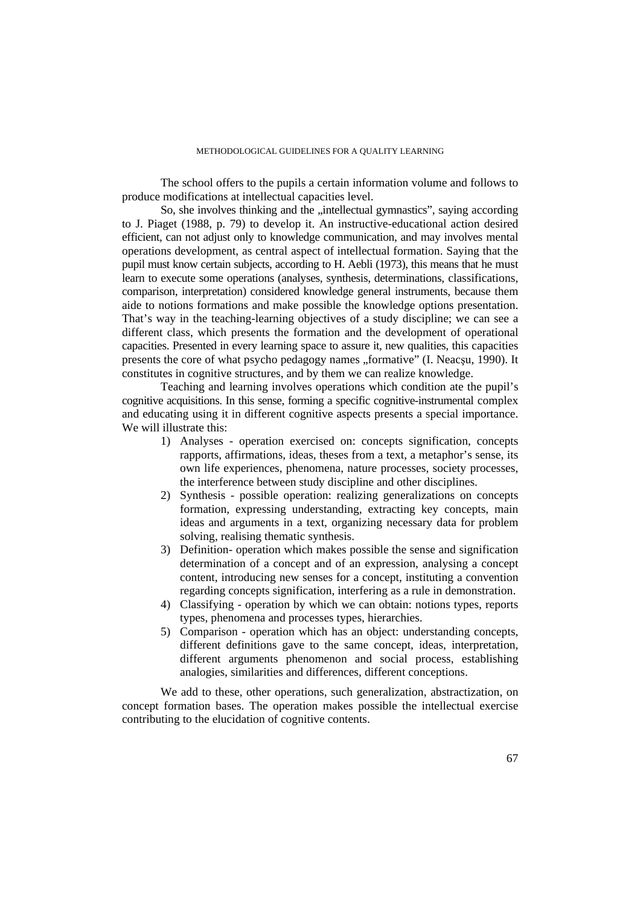The school offers to the pupils a certain information volume and follows to produce modifications at intellectual capacities level.

So, she involves thinking and the „intellectual gymnastics", saying according to J. Piaget (1988, p. 79) to develop it. An instructive-educational action desired efficient, can not adjust only to knowledge communication, and may involves mental operations development, as central aspect of intellectual formation. Saying that the pupil must know certain subjects, according to H. Aebli (1973), this means that he must learn to execute some operations (analyses, synthesis, determinations, classifications, comparison, interpretation) considered knowledge general instruments, because them aide to notions formations and make possible the knowledge options presentation. That's way in the teaching-learning objectives of a study discipline; we can see a different class, which presents the formation and the development of operational capacities. Presented in every learning space to assure it, new qualities, this capacities presents the core of what psycho pedagogy names „formative" (I. Neacşu, 1990). It constitutes in cognitive structures, and by them we can realize knowledge.

Teaching and learning involves operations which condition ate the pupil's cognitive acquisitions. In this sense, forming a specific cognitive-instrumental complex and educating using it in different cognitive aspects presents a special importance. We will illustrate this:

1) Analyses - operation exercised on: concepts signification, concepts rapports, affirmations, ideas, theses from a text, a metaphor's sense, its own life experiences, phenomena, nature processes, society processes, the interference between study discipline and other disciplines.
2) Synthesis - possible operation: realizing generalizations on concepts formation, expressing understanding, extracting key concepts, main ideas and arguments in a text, organizing necessary data for problem solving, realising thematic synthesis.
3) Definition- operation which makes possible the sense and signification determination of a concept and of an expression, analysing a concept content, introducing new senses for a concept, instituting a convention regarding concepts signification, interfering as a rule in demonstration.
4) Classifying - operation by which we can obtain: notions types, reports types, phenomena and processes types, hierarchies.
5) Comparison - operation which has an object: understanding concepts, different definitions gave to the same concept, ideas, interpretation, different arguments phenomenon and social process, establishing analogies, similarities and differences, different conceptions.

We add to these, other operations, such generalization, abstractization, on concept formation bases. The operation makes possible the intellectual exercise contributing to the elucidation of cognitive contents.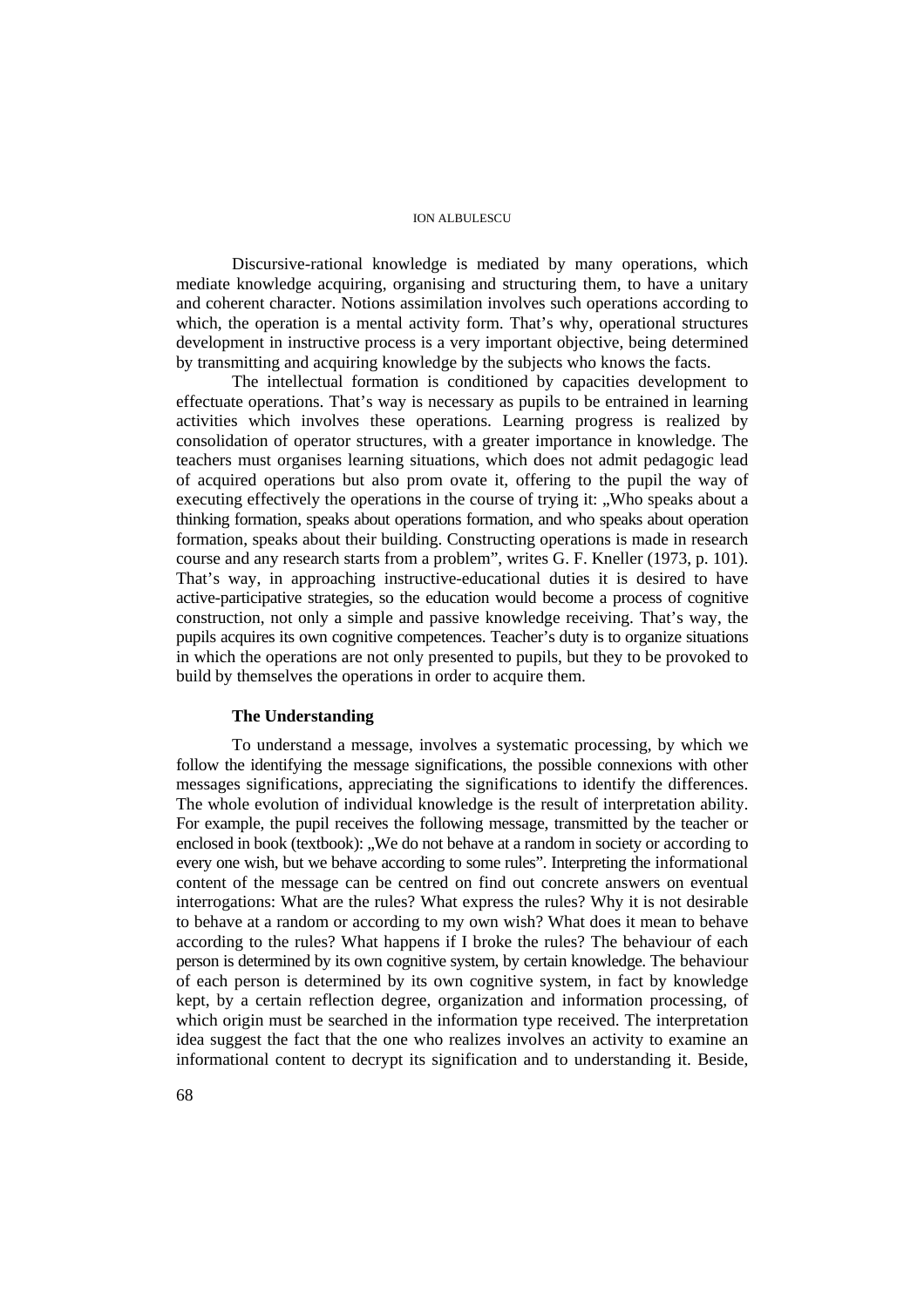Discursive-rational knowledge is mediated by many operations, which mediate knowledge acquiring, organising and structuring them, to have a unitary and coherent character. Notions assimilation involves such operations according to which, the operation is a mental activity form. That's why, operational structures development in instructive process is a very important objective, being determined by transmitting and acquiring knowledge by the subjects who knows the facts.

The intellectual formation is conditioned by capacities development to effectuate operations. That's way is necessary as pupils to be entrained in learning activities which involves these operations. Learning progress is realized by consolidation of operator structures, with a greater importance in knowledge. The teachers must organises learning situations, which does not admit pedagogic lead of acquired operations but also prom ovate it, offering to the pupil the way of executing effectively the operations in the course of trying it: „Who speaks about a thinking formation, speaks about operations formation, and who speaks about operation formation, speaks about their building. Constructing operations is made in research course and any research starts from a problem", writes G. F. Kneller (1973, p. 101). That's way, in approaching instructive-educational duties it is desired to have active-participative strategies, so the education would become a process of cognitive construction, not only a simple and passive knowledge receiving. That's way, the pupils acquires its own cognitive competences. Teacher's duty is to organize situations in which the operations are not only presented to pupils, but they to be provoked to build by themselves the operations in order to acquire them.

### The Understanding

To understand a message, involves a systematic processing, by which we follow the identifying the message significations, the possible connexions with other messages significations, appreciating the significations to identify the differences. The whole evolution of individual knowledge is the result of interpretation ability. For example, the pupil receives the following message, transmitted by the teacher or enclosed in book (textbook): „We do not behave at a random in society or according to every one wish, but we behave according to some rules". Interpreting the informational content of the message can be centred on find out concrete answers on eventual interrogations: What are the rules? What express the rules? Why it is not desirable to behave at a random or according to my own wish? What does it mean to behave according to the rules? What happens if I broke the rules? The behaviour of each person is determined by its own cognitive system, by certain knowledge. The behaviour of each person is determined by its own cognitive system, in fact by knowledge kept, by a certain reflection degree, organization and information processing, of which origin must be searched in the information type received. The interpretation idea suggest the fact that the one who realizes involves an activity to examine an informational content to decrypt its signification and to understanding it. Beside,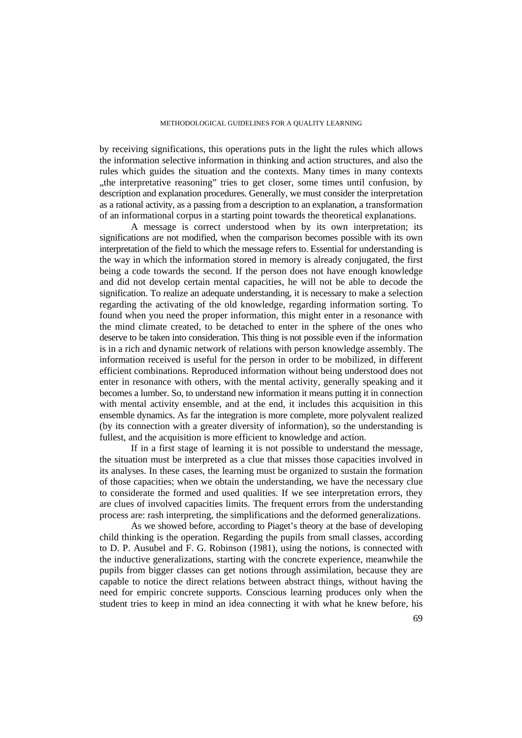by receiving significations, this operations puts in the light the rules which allows the information selective information in thinking and action structures, and also the rules which guides the situation and the contexts. Many times in many contexts „the interpretative reasoning" tries to get closer, some times until confusion, by description and explanation procedures. Generally, we must consider the interpretation as a rational activity, as a passing from a description to an explanation, a transformation of an informational corpus in a starting point towards the theoretical explanations.

A message is correct understood when by its own interpretation; its significations are not modified, when the comparison becomes possible with its own interpretation of the field to which the message refers to. Essential for understanding is the way in which the information stored in memory is already conjugated, the first being a code towards the second. If the person does not have enough knowledge and did not develop certain mental capacities, he will not be able to decode the signification. To realize an adequate understanding, it is necessary to make a selection regarding the activating of the old knowledge, regarding information sorting. To found when you need the proper information, this might enter in a resonance with the mind climate created, to be detached to enter in the sphere of the ones who deserve to be taken into consideration. This thing is not possible even if the information is in a rich and dynamic network of relations with person knowledge assembly. The information received is useful for the person in order to be mobilized, in different efficient combinations. Reproduced information without being understood does not enter in resonance with others, with the mental activity, generally speaking and it becomes a lumber. So, to understand new information it means putting it in connection with mental activity ensemble, and at the end, it includes this acquisition in this ensemble dynamics. As far the integration is more complete, more polyvalent realized (by its connection with a greater diversity of information), so the understanding is fullest, and the acquisition is more efficient to knowledge and action.

If in a first stage of learning it is not possible to understand the message, the situation must be interpreted as a clue that misses those capacities involved in its analyses. In these cases, the learning must be organized to sustain the formation of those capacities; when we obtain the understanding, we have the necessary clue to considerate the formed and used qualities. If we see interpretation errors, they are clues of involved capacities limits. The frequent errors from the understanding process are: rash interpreting, the simplifications and the deformed generalizations.

As we showed before, according to Piaget's theory at the base of developing child thinking is the operation. Regarding the pupils from small classes, according to D. P. Ausubel and F. G. Robinson (1981), using the notions, is connected with the inductive generalizations, starting with the concrete experience, meanwhile the pupils from bigger classes can get notions through assimilation, because they are capable to notice the direct relations between abstract things, without having the need for empiric concrete supports. Conscious learning produces only when the student tries to keep in mind an idea connecting it with what he knew before, his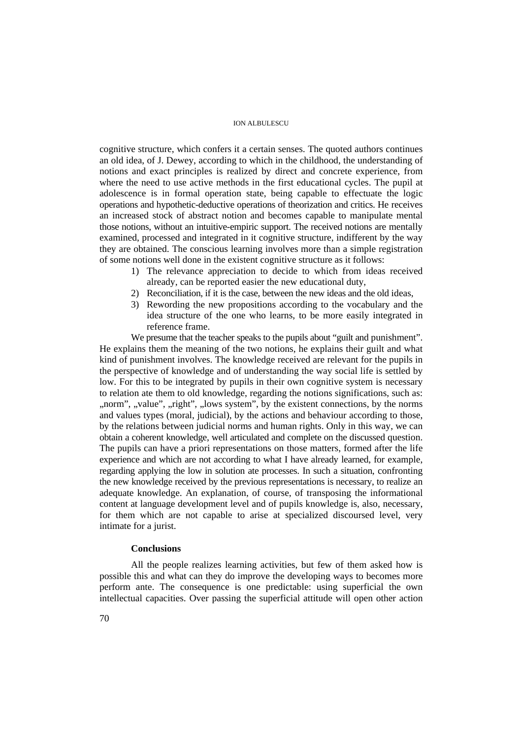cognitive structure, which confers it a certain senses. The quoted authors continues an old idea, of J. Dewey, according to which in the childhood, the understanding of notions and exact principles is realized by direct and concrete experience, from where the need to use active methods in the first educational cycles. The pupil at adolescence is in formal operation state, being capable to effectuate the logic operations and hypothetic-deductive operations of theorization and critics. He receives an increased stock of abstract notion and becomes capable to manipulate mental those notions, without an intuitive-empiric support. The received notions are mentally examined, processed and integrated in it cognitive structure, indifferent by the way they are obtained. The conscious learning involves more than a simple registration of some notions well done in the existent cognitive structure as it follows:

1) The relevance appreciation to decide to which from ideas received already, can be reported easier the new educational duty,
2) Reconciliation, if it is the case, between the new ideas and the old ideas,
3) Rewording the new propositions according to the vocabulary and the idea structure of the one who learns, to be more easily integrated in reference frame.

We presume that the teacher speaks to the pupils about "guilt and punishment". He explains them the meaning of the two notions, he explains their guilt and what kind of punishment involves. The knowledge received are relevant for the pupils in the perspective of knowledge and of understanding the way social life is settled by low. For this to be integrated by pupils in their own cognitive system is necessary to relation ate them to old knowledge, regarding the notions significations, such as: „norm", „value", „right", „lows system", by the existent connections, by the norms and values types (moral, judicial), by the actions and behaviour according to those, by the relations between judicial norms and human rights. Only in this way, we can obtain a coherent knowledge, well articulated and complete on the discussed question. The pupils can have a priori representations on those matters, formed after the life experience and which are not according to what I have already learned, for example, regarding applying the low in solution ate processes. In such a situation, confronting the new knowledge received by the previous representations is necessary, to realize an adequate knowledge. An explanation, of course, of transposing the informational content at language development level and of pupils knowledge is, also, necessary, for them which are not capable to arise at specialized discoursed level, very intimate for a jurist.

## Conclusions

All the people realizes learning activities, but few of them asked how is possible this and what can they do improve the developing ways to becomes more perform ante. The consequence is one predictable: using superficial the own intellectual capacities. Over passing the superficial attitude will open other action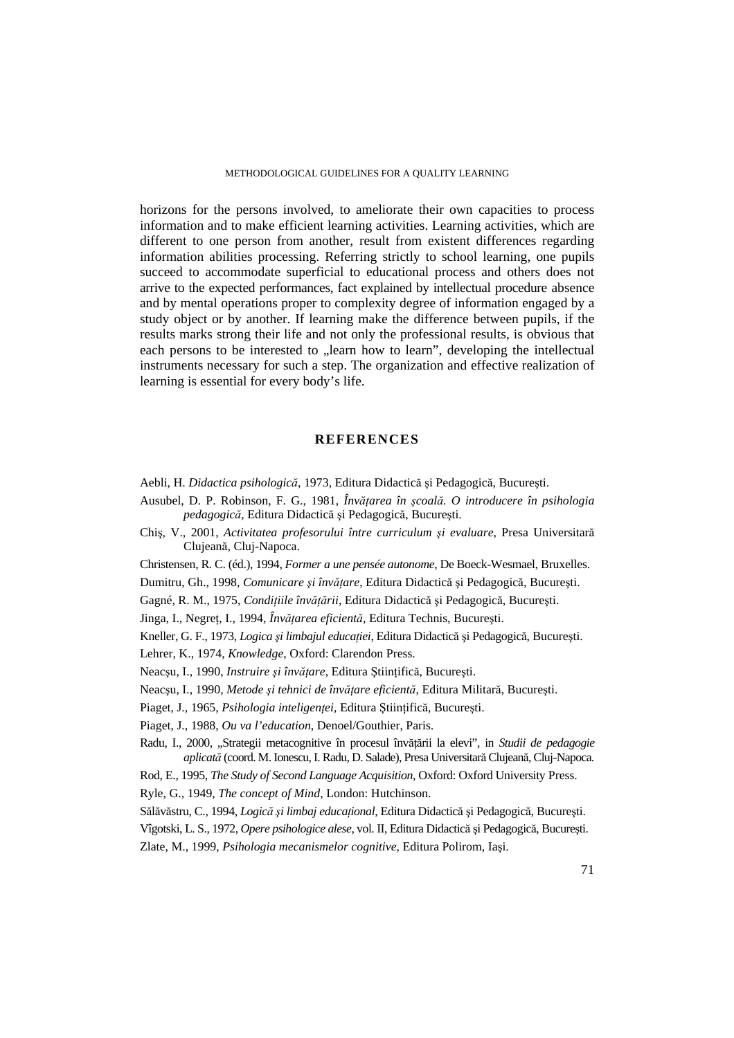horizons for the persons involved, to ameliorate their own capacities to process information and to make efficient learning activities. Learning activities, which are different to one person from another, result from existent differences regarding information abilities processing. Referring strictly to school learning, one pupils succeed to accommodate superficial to educational process and others does not arrive to the expected performances, fact explained by intellectual procedure absence and by mental operations proper to complexity degree of information engaged by a study object or by another. If learning make the difference between pupils, if the results marks strong their life and not only the professional results, is obvious that each persons to be interested to „learn how to learn", developing the intellectual instruments necessary for such a step. The organization and effective realization of learning is essential for every body's life.

## REFERENCES

Aebli, H. *Didactica psihologică*, 1973, Editura Didactică şi Pedagogică, Bucureşti.

Ausubel, D. P. Robinson, F. G., 1981, *Învăţarea în şcoală. O introducere în psihologia pedagogică*, Editura Didactică şi Pedagogică, Bucureşti.

Chiş, V., 2001, *Activitatea profesorului între curriculum şi evaluare*, Presa Universitară Clujeană, Cluj-Napoca.

Christensen, R. C. (éd.), 1994, *Former a une pensée autonome*, De Boeck-Wesmael, Bruxelles.

Dumitru, Gh., 1998, *Comunicare şi învăţare*, Editura Didactică şi Pedagogică, Bucureşti.

Gagné, R. M., 1975, *Condiţiile învăţării*, Editura Didactică şi Pedagogică, Bucureşti.

Jinga, I., Negreţ, I., 1994, *Învăţarea eficientă*, Editura Technis, Bucureşti.

Kneller, G. F., 1973, *Logica şi limbajul educaţiei*, Editura Didactică şi Pedagogică, Bucureşti.

Lehrer, K., 1974, *Knowledge*, Oxford: Clarendon Press.

Neacşu, I., 1990, *Instruire şi învăţare*, Editura Ştiinţifică, Bucureşti.

Neacşu, I., 1990, *Metode şi tehnici de învăţare eficientă*, Editura Militară, Bucureşti.

Piaget, J., 1965, *Psihologia inteligenţei*, Editura Ştiinţifică, Bucureşti.

Piaget, J., 1988, *Ou va l'education*, Denoel/Gouthier, Paris.

Radu, I., 2000, „Strategii metacognitive în procesul învăţării la elevi", in *Studii de pedagogie aplicată* (coord. M. Ionescu, I. Radu, D. Salade), Presa Universitară Clujeană, Cluj-Napoca.

Rod, E., 1995, *The Study of Second Language Acquisition*, Oxford: Oxford University Press.

Ryle, G., 1949, *The concept of Mind*, London: Hutchinson.

Sălăvăstru, C., 1994, *Logică şi limbaj educaţional*, Editura Didactică şi Pedagogică, Bucureşti.

Vîgotski, L. S., 1972, *Opere psihologice alese*, vol. II, Editura Didactică şi Pedagogică, Bucureşti.

Zlate, M., 1999, *Psihologia mecanismelor cognitive*, Editura Polirom, Iaşi.